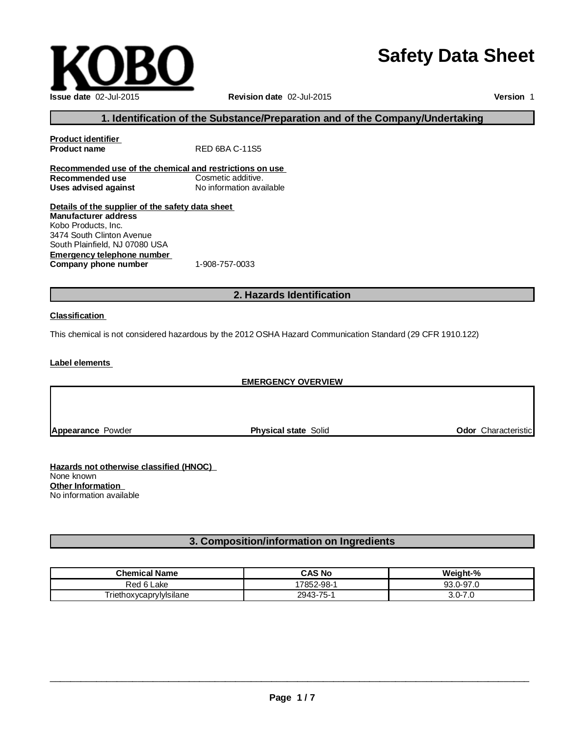KOBO

# Safety Data Sheet

**Issue date** 02-Jul-2015 **Revision date** 02-Jul-2015 **Version** 1

## 1. Identification of the Substance/Preparation and of the Company/Undertaking

**Product identifier**
**Product name** RED 6BA C-11S5

**Recommended use of the chemical and restrictions on use**
**Recommended use** Cosmetic additive.
**Uses advised against** No information available

**Details of the supplier of the safety data sheet**
**Manufacturer address**
Kobo Products, Inc.
3474 South Clinton Avenue
South Plainfield, NJ 07080 USA
**Emergency telephone number**
**Company phone number** 1-908-757-0033

## 2. Hazards Identification

**Classification**

This chemical is not considered hazardous by the 2012 OSHA Hazard Communication Standard (29 CFR 1910.122)

**Label elements**

**EMERGENCY OVERVIEW**

**Appearance** Powder **Physical state** Solid **Odor** Characteristic

**Hazards not otherwise classified (HNOC)**
None known
**Other Information**
No information available

## 3. Composition/information on Ingredients

| Chemical Name | CAS No | Weight-% |
|---|---|---|
| Red 6 Lake | 17852-98-1 | 93.0-97.0 |
| Triethoxycaprylylsilane | 2943-75-1 | 3.0-7.0 |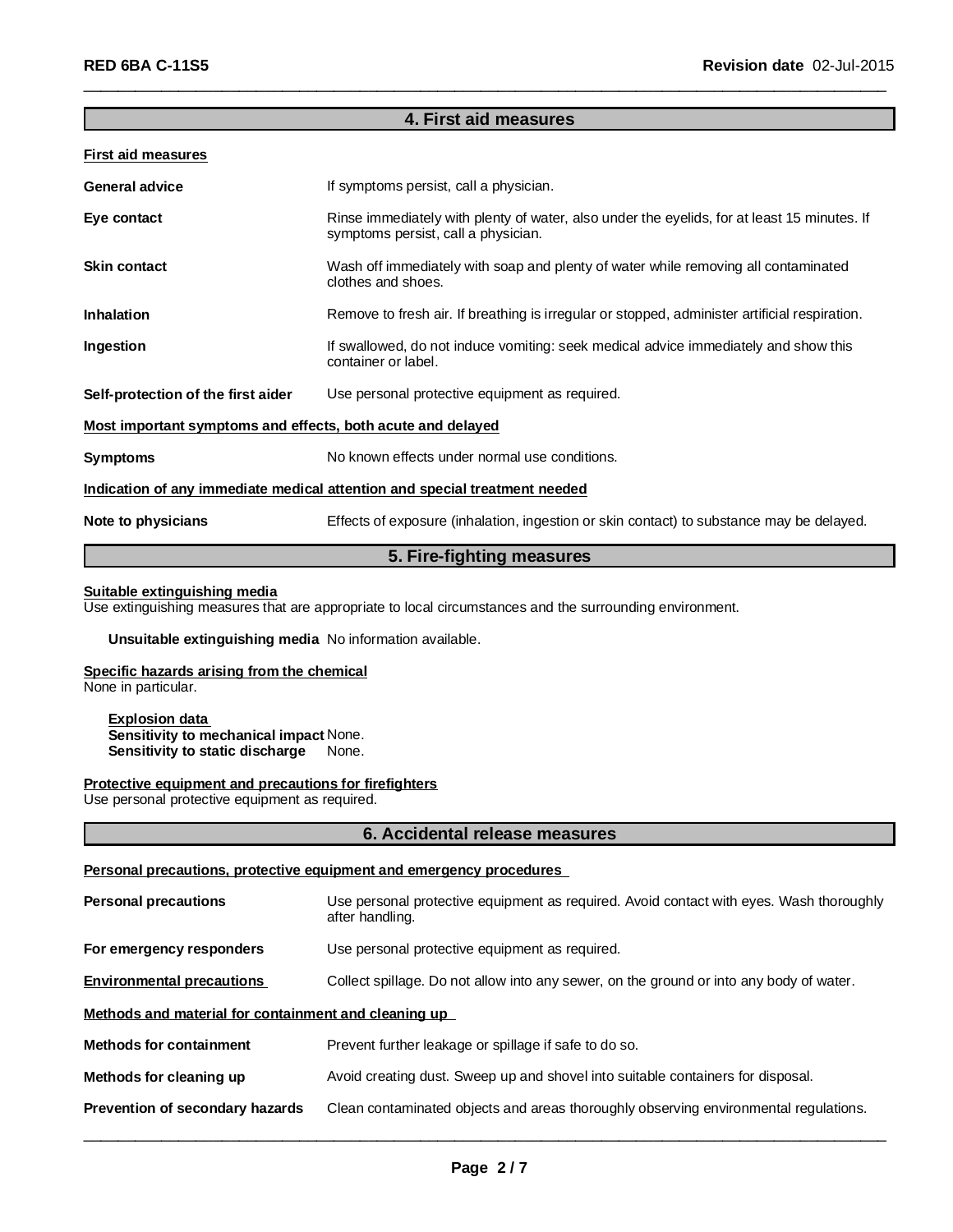## 4. First aid measures

**First aid measures**

| | |
|---|---|
| **General advice** | If symptoms persist, call a physician. |
| **Eye contact** | Rinse immediately with plenty of water, also under the eyelids, for at least 15 minutes. If symptoms persist, call a physician. |
| **Skin contact** | Wash off immediately with soap and plenty of water while removing all contaminated clothes and shoes. |
| **Inhalation** | Remove to fresh air. If breathing is irregular or stopped, administer artificial respiration. |
| **Ingestion** | If swallowed, do not induce vomiting: seek medical advice immediately and show this container or label. |
| **Self-protection of the first aider** | Use personal protective equipment as required. |

**Most important symptoms and effects, both acute and delayed**

| | |
|---|---|
| **Symptoms** | No known effects under normal use conditions. |

**Indication of any immediate medical attention and special treatment needed**

| | |
|---|---|
| **Note to physicians** | Effects of exposure (inhalation, ingestion or skin contact) to substance may be delayed. |

## 5. Fire-fighting measures

**Suitable extinguishing media**
Use extinguishing measures that are appropriate to local circumstances and the surrounding environment.

**Unsuitable extinguishing media** No information available.

**Specific hazards arising from the chemical**
None in particular.

**Explosion data**
**Sensitivity to mechanical impact** None.
**Sensitivity to static discharge** None.

**Protective equipment and precautions for firefighters**
Use personal protective equipment as required.

## 6. Accidental release measures

**Personal precautions, protective equipment and emergency procedures**

| | |
|---|---|
| **Personal precautions** | Use personal protective equipment as required. Avoid contact with eyes. Wash thoroughly after handling. |
| **For emergency responders** | Use personal protective equipment as required. |
| **Environmental precautions** | Collect spillage. Do not allow into any sewer, on the ground or into any body of water. |

**Methods and material for containment and cleaning up**

| | |
|---|---|
| **Methods for containment** | Prevent further leakage or spillage if safe to do so. |
| **Methods for cleaning up** | Avoid creating dust. Sweep up and shovel into suitable containers for disposal. |
| **Prevention of secondary hazards** | Clean contaminated objects and areas thoroughly observing environmental regulations. |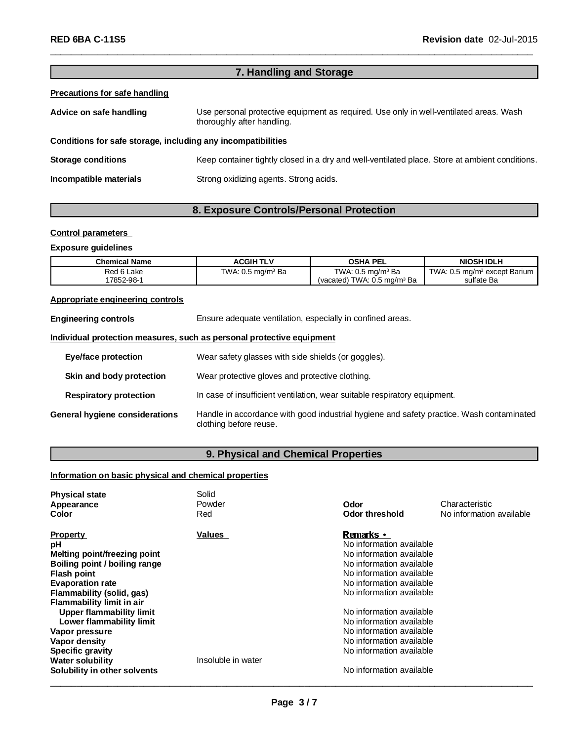## 7. Handling and Storage

**Precautions for safe handling**

**Advice on safe handling** Use personal protective equipment as required. Use only in well-ventilated areas. Wash thoroughly after handling.

**Conditions for safe storage, including any incompatibilities**

**Storage conditions** Keep container tightly closed in a dry and well-ventilated place. Store at ambient conditions.

**Incompatible materials** Strong oxidizing agents. Strong acids.

## 8. Exposure Controls/Personal Protection

**Control parameters**

**Exposure guidelines**

| Chemical Name | ACGIH TLV | OSHA PEL | NIOSH IDLH |
|---|---|---|---|
| Red 6 Lake<br>17852-98-1 | TWA: 0.5 mg/m³ Ba | TWA: 0.5 mg/m³ Ba<br>(vacated) TWA: 0.5 mg/m³ Ba | TWA: 0.5 mg/m³ except Barium sulfate Ba |

**Appropriate engineering controls**

**Engineering controls** Ensure adequate ventilation, especially in confined areas.

**Individual protection measures, such as personal protective equipment**

**Eye/face protection** Wear safety glasses with side shields (or goggles).

**Skin and body protection** Wear protective gloves and protective clothing.

**Respiratory protection** In case of insufficient ventilation, wear suitable respiratory equipment.

**General hygiene considerations** Handle in accordance with good industrial hygiene and safety practice. Wash contaminated clothing before reuse.

## 9. Physical and Chemical Properties

**Information on basic physical and chemical properties**

| | | | |
|---|---|---|---|
| **Physical state** | Solid | | |
| **Appearance** | Powder | **Odor** | Characteristic |
| **Color** | Red | **Odor threshold** | No information available |

| Property | Values | Remarks • |
|---|---|---|
| **pH** | | No information available |
| **Melting point/freezing point** | | No information available |
| **Boiling point / boiling range** | | No information available |
| **Flash point** | | No information available |
| **Evaporation rate** | | No information available |
| **Flammability (solid, gas)** | | No information available |
| **Flammability limit in air** | | |
| **Upper flammability limit** | | No information available |
| **Lower flammability limit** | | No information available |
| **Vapor pressure** | | No information available |
| **Vapor density** | | No information available |
| **Specific gravity** | | No information available |
| **Water solubility** | Insoluble in water | |
| **Solubility in other solvents** | | No information available |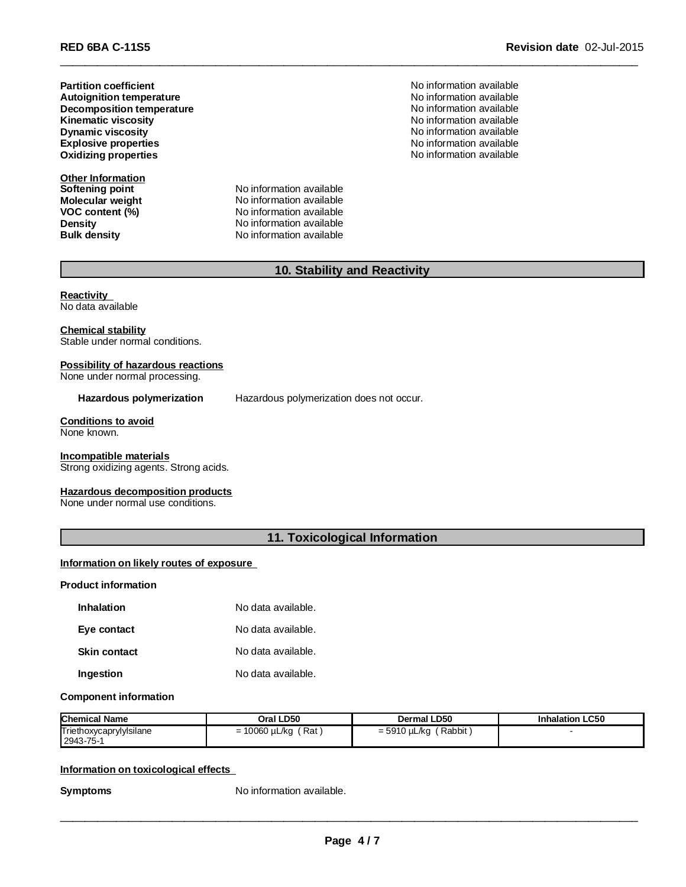**Partition coefficient** No information available
**Autoignition temperature** No information available
**Decomposition temperature** No information available
**Kinematic viscosity** No information available
**Dynamic viscosity** No information available
**Explosive properties** No information available
**Oxidizing properties** No information available

**Other Information**
**Softening point** No information available
**Molecular weight** No information available
**VOC content (%)** No information available
**Density** No information available
**Bulk density** No information available

## 10. Stability and Reactivity

**Reactivity**
No data available

**Chemical stability**
Stable under normal conditions.

**Possibility of hazardous reactions**
None under normal processing.

**Hazardous polymerization** Hazardous polymerization does not occur.

**Conditions to avoid**
None known.

**Incompatible materials**
Strong oxidizing agents. Strong acids.

**Hazardous decomposition products**
None under normal use conditions.

## 11. Toxicological Information

**Information on likely routes of exposure**

**Product information**

**Inhalation** No data available.

**Eye contact** No data available.

**Skin contact** No data available.

**Ingestion** No data available.

**Component information**

| Chemical Name | Oral LD50 | Dermal LD50 | Inhalation LC50 |
|---|---|---|---|
| Triethoxycaprylylsilane 2943-75-1 | = 10060 µL/kg ( Rat ) | = 5910 µL/kg ( Rabbit ) | - |

**Information on toxicological effects**

**Symptoms** No information available.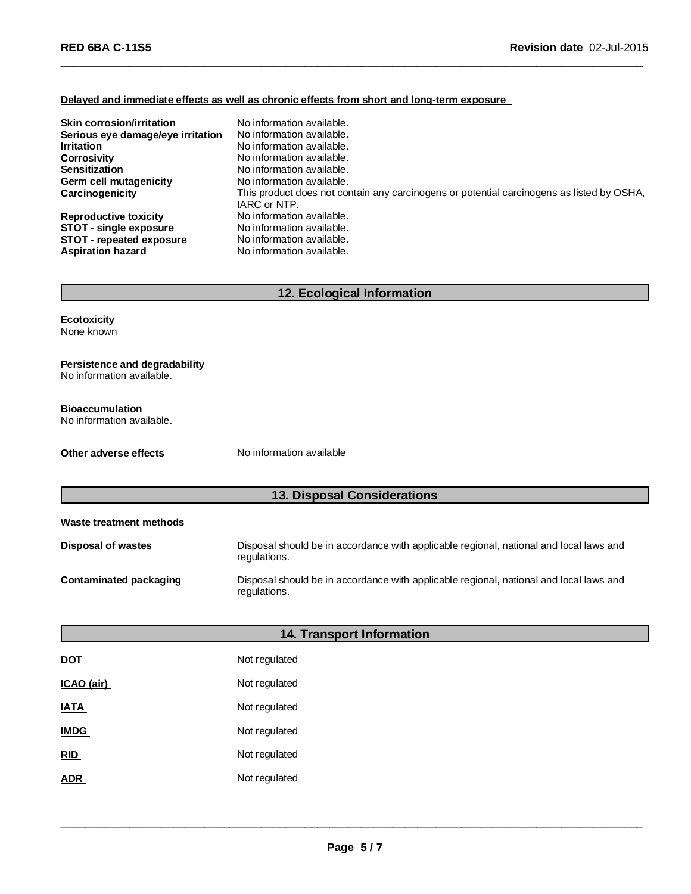### Delayed and immediate effects as well as chronic effects from short and long-term exposure

| | |
|---|---|
| **Skin corrosion/irritation** | No information available. |
| **Serious eye damage/eye irritation** | No information available. |
| **Irritation** | No information available. |
| **Corrosivity** | No information available. |
| **Sensitization** | No information available. |
| **Germ cell mutagenicity** | No information available. |
| **Carcinogenicity** | This product does not contain any carcinogens or potential carcinogens as listed by OSHA, IARC or NTP. |
| **Reproductive toxicity** | No information available. |
| **STOT - single exposure** | No information available. |
| **STOT - repeated exposure** | No information available. |
| **Aspiration hazard** | No information available. |

## 12. Ecological Information

### Ecotoxicity
None known

### Persistence and degradability
No information available.

### Bioaccumulation
No information available.

**Other adverse effects** No information available

## 13. Disposal Considerations

### Waste treatment methods

| | |
|---|---|
| **Disposal of wastes** | Disposal should be in accordance with applicable regional, national and local laws and regulations. |
| **Contaminated packaging** | Disposal should be in accordance with applicable regional, national and local laws and regulations. |

## 14. Transport Information

| | |
|---|---|
| **DOT** | Not regulated |
| **ICAO (air)** | Not regulated |
| **IATA** | Not regulated |
| **IMDG** | Not regulated |
| **RID** | Not regulated |
| **ADR** | Not regulated |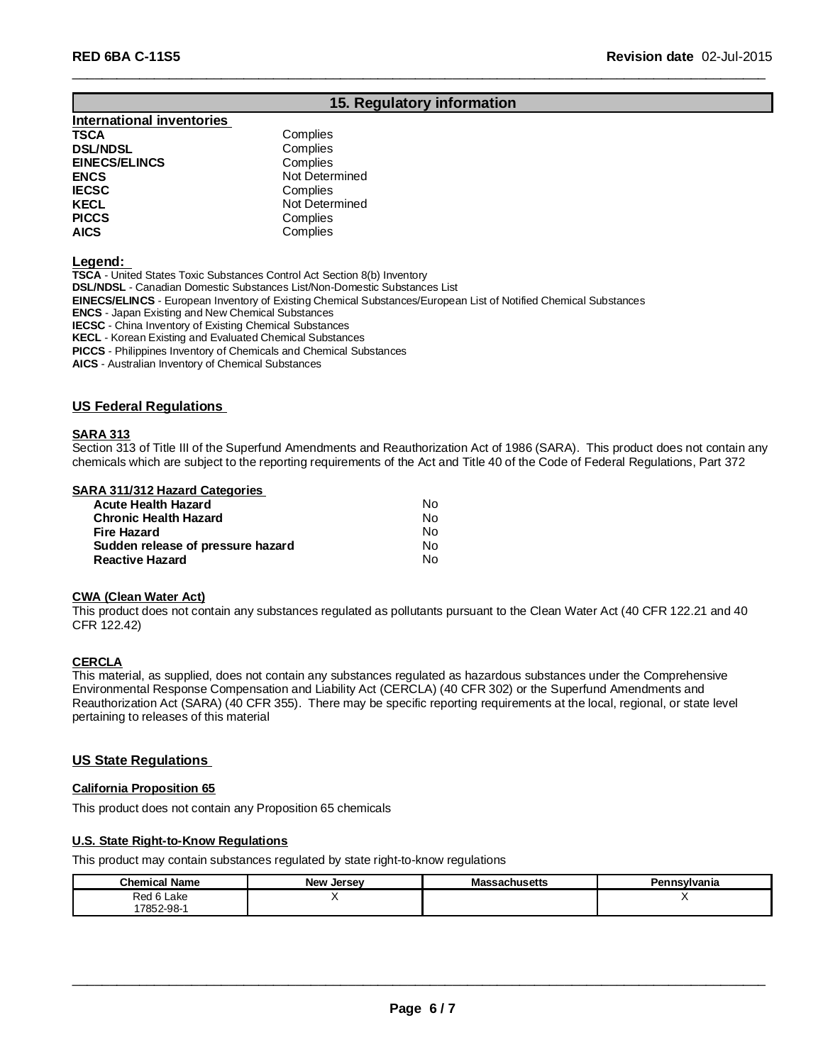## 15. Regulatory information

### International inventories

| | |
|---|---|
| **TSCA** | Complies |
| **DSL/NDSL** | Complies |
| **EINECS/ELINCS** | Complies |
| **ENCS** | Not Determined |
| **IECSC** | Complies |
| **KECL** | Not Determined |
| **PICCS** | Complies |
| **AICS** | Complies |

**Legend:**

**TSCA** - United States Toxic Substances Control Act Section 8(b) Inventory
**DSL/NDSL** - Canadian Domestic Substances List/Non-Domestic Substances List
**EINECS/ELINCS** - European Inventory of Existing Chemical Substances/European List of Notified Chemical Substances
**ENCS** - Japan Existing and New Chemical Substances
**IECSC** - China Inventory of Existing Chemical Substances
**KECL** - Korean Existing and Evaluated Chemical Substances
**PICCS** - Philippines Inventory of Chemicals and Chemical Substances
**AICS** - Australian Inventory of Chemical Substances

### US Federal Regulations

**SARA 313**

Section 313 of Title III of the Superfund Amendments and Reauthorization Act of 1986 (SARA). This product does not contain any chemicals which are subject to the reporting requirements of the Act and Title 40 of the Code of Federal Regulations, Part 372

**SARA 311/312 Hazard Categories**

| | |
|---|---|
| **Acute Health Hazard** | No |
| **Chronic Health Hazard** | No |
| **Fire Hazard** | No |
| **Sudden release of pressure hazard** | No |
| **Reactive Hazard** | No |

**CWA (Clean Water Act)**

This product does not contain any substances regulated as pollutants pursuant to the Clean Water Act (40 CFR 122.21 and 40 CFR 122.42)

**CERCLA**

This material, as supplied, does not contain any substances regulated as hazardous substances under the Comprehensive Environmental Response Compensation and Liability Act (CERCLA) (40 CFR 302) or the Superfund Amendments and Reauthorization Act (SARA) (40 CFR 355). There may be specific reporting requirements at the local, regional, or state level pertaining to releases of this material

### US State Regulations

**California Proposition 65**

This product does not contain any Proposition 65 chemicals

**U.S. State Right-to-Know Regulations**

This product may contain substances regulated by state right-to-know regulations

| Chemical Name | New Jersey | Massachusetts | Pennsylvania |
|---|---|---|---|
| Red 6 Lake 17852-98-1 | X | | X |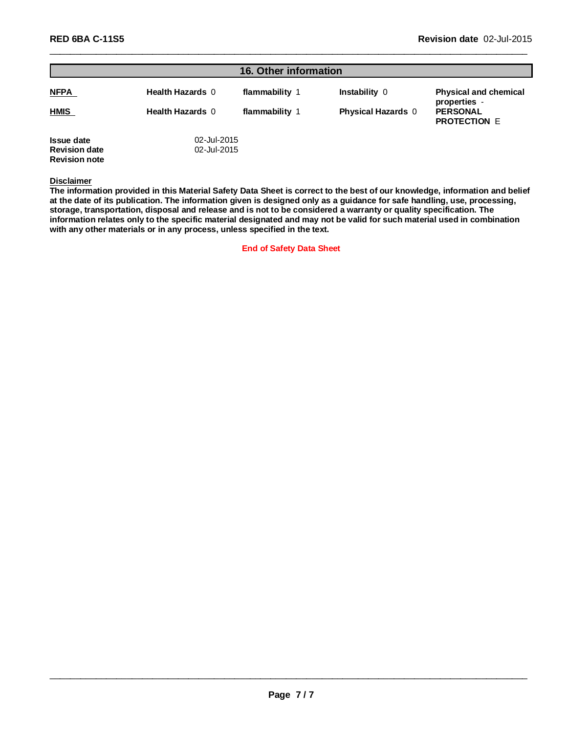## 16. Other information

| | | | | |
|---|---|---|---|---|
| **NFPA** | **Health Hazards** 0 | **flammability** 1 | **Instability** 0 | **Physical and chemical properties** - |
| **HMIS** | **Health Hazards** 0 | **flammability** 1 | **Physical Hazards** 0 | **PERSONAL PROTECTION** E |

| | |
|---|---|
| **Issue date** | 02-Jul-2015 |
| **Revision date** | 02-Jul-2015 |
| **Revision note** | |

**Disclaimer**

**The information provided in this Material Safety Data Sheet is correct to the best of our knowledge, information and belief at the date of its publication. The information given is designed only as a guidance for safe handling, use, processing, storage, transportation, disposal and release and is not to be considered a warranty or quality specification. The information relates only to the specific material designated and may not be valid for such material used in combination with any other materials or in any process, unless specified in the text.**

**End of Safety Data Sheet**